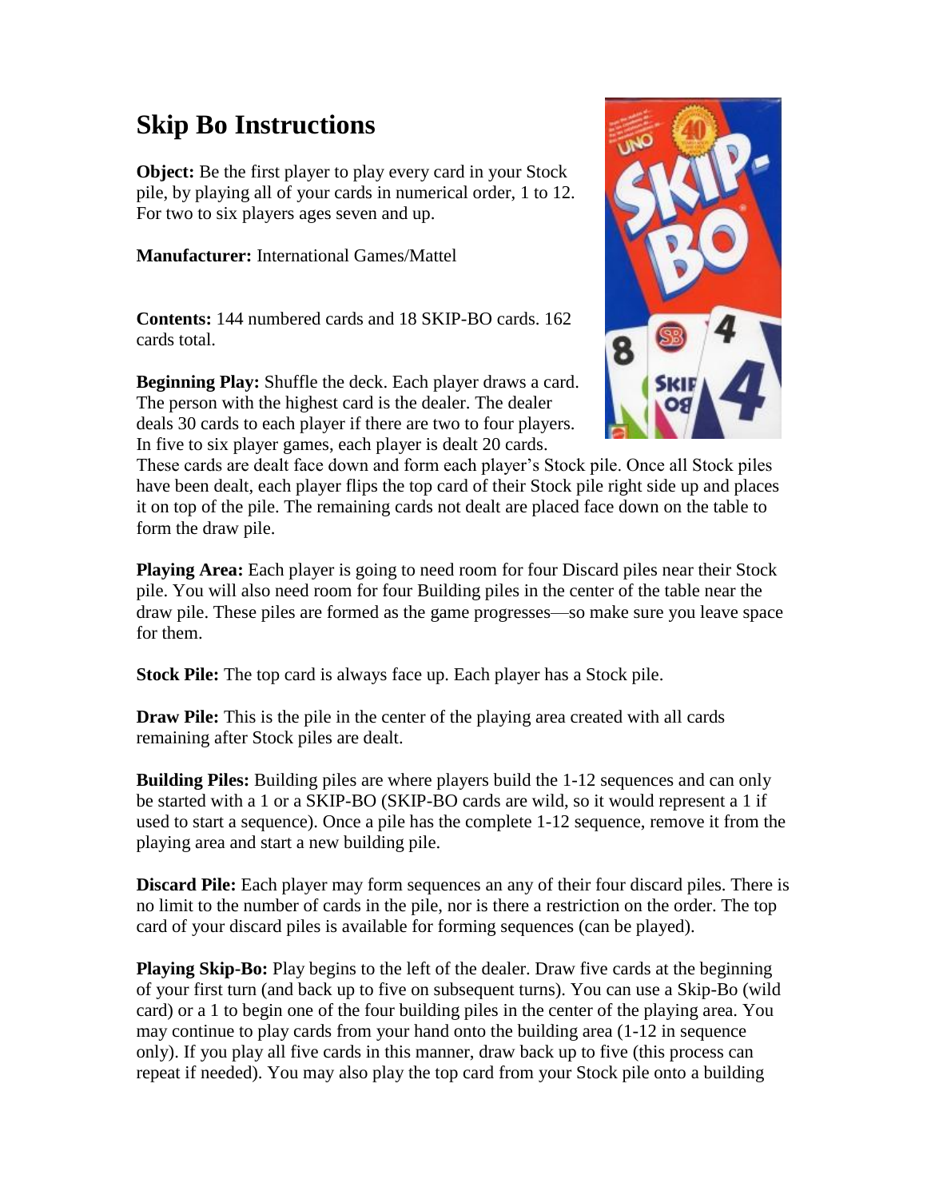# Skip Bo Instructions

**Object:** Be the first player to play every card in your Stock pile, by playing all of your cards in numerical order, 1 to 12. For two to six players ages seven and up.

**Manufacturer:** International Games/Mattel

**Contents:** 144 numbered cards and 18 SKIP-BO cards. 162 cards total.

**Beginning Play:** Shuffle the deck. Each player draws a card. The person with the highest card is the dealer. The dealer deals 30 cards to each player if there are two to four players. In five to six player games, each player is dealt 20 cards. These cards are dealt face down and form each player's Stock pile. Once all Stock piles have been dealt, each player flips the top card of their Stock pile right side up and places it on top of the pile. The remaining cards not dealt are placed face down on the table to form the draw pile.

**Playing Area:** Each player is going to need room for four Discard piles near their Stock pile. You will also need room for four Building piles in the center of the table near the draw pile. These piles are formed as the game progresses—so make sure you leave space for them.

**Stock Pile:** The top card is always face up. Each player has a Stock pile.

**Draw Pile:** This is the pile in the center of the playing area created with all cards remaining after Stock piles are dealt.

**Building Piles:** Building piles are where players build the 1-12 sequences and can only be started with a 1 or a SKIP-BO (SKIP-BO cards are wild, so it would represent a 1 if used to start a sequence). Once a pile has the complete 1-12 sequence, remove it from the playing area and start a new building pile.

**Discard Pile:** Each player may form sequences an any of their four discard piles. There is no limit to the number of cards in the pile, nor is there a restriction on the order. The top card of your discard piles is available for forming sequences (can be played).

**Playing Skip-Bo:** Play begins to the left of the dealer. Draw five cards at the beginning of your first turn (and back up to five on subsequent turns). You can use a Skip-Bo (wild card) or a 1 to begin one of the four building piles in the center of the playing area. You may continue to play cards from your hand onto the building area (1-12 in sequence only). If you play all five cards in this manner, draw back up to five (this process can repeat if needed). You may also play the top card from your Stock pile onto a building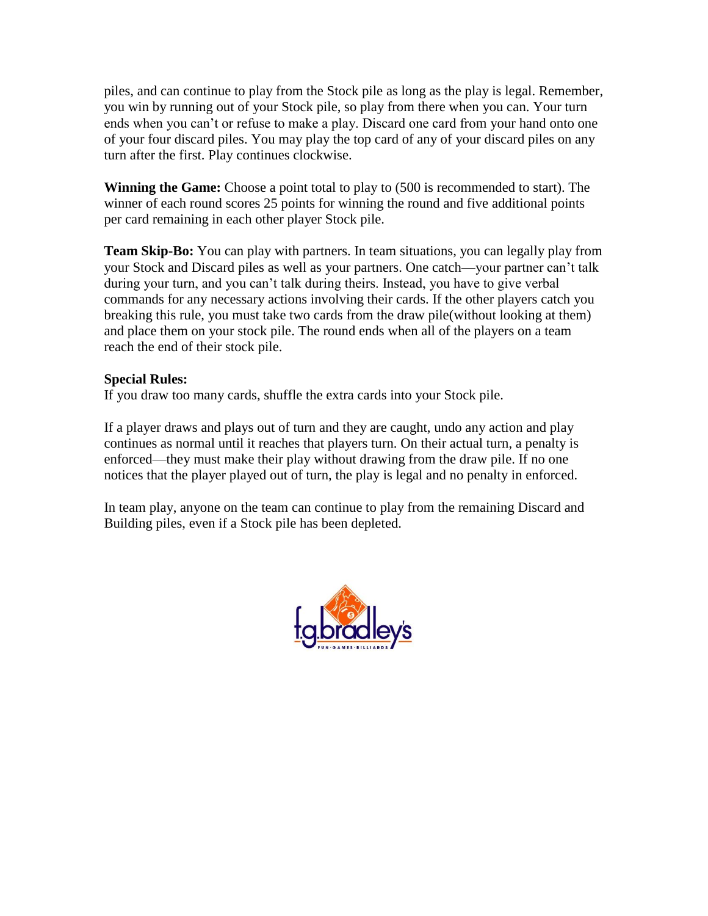piles, and can continue to play from the Stock pile as long as the play is legal. Remember, you win by running out of your Stock pile, so play from there when you can. Your turn ends when you can't or refuse to make a play. Discard one card from your hand onto one of your four discard piles. You may play the top card of any of your discard piles on any turn after the first. Play continues clockwise.

**Winning the Game:** Choose a point total to play to (500 is recommended to start). The winner of each round scores 25 points for winning the round and five additional points per card remaining in each other player Stock pile.

**Team Skip-Bo:** You can play with partners. In team situations, you can legally play from your Stock and Discard piles as well as your partners. One catch—your partner can't talk during your turn, and you can't talk during theirs. Instead, you have to give verbal commands for any necessary actions involving their cards. If the other players catch you breaking this rule, you must take two cards from the draw pile(without looking at them) and place them on your stock pile. The round ends when all of the players on a team reach the end of their stock pile.

**Special Rules:**
If you draw too many cards, shuffle the extra cards into your Stock pile.

If a player draws and plays out of turn and they are caught, undo any action and play continues as normal until it reaches that players turn. On their actual turn, a penalty is enforced—they must make their play without drawing from the draw pile. If no one notices that the player played out of turn, the play is legal and no penalty in enforced.

In team play, anyone on the team can continue to play from the remaining Discard and Building piles, even if a Stock pile has been depleted.

f.g.bradley's
FUN · GAMES · BILLIARDS